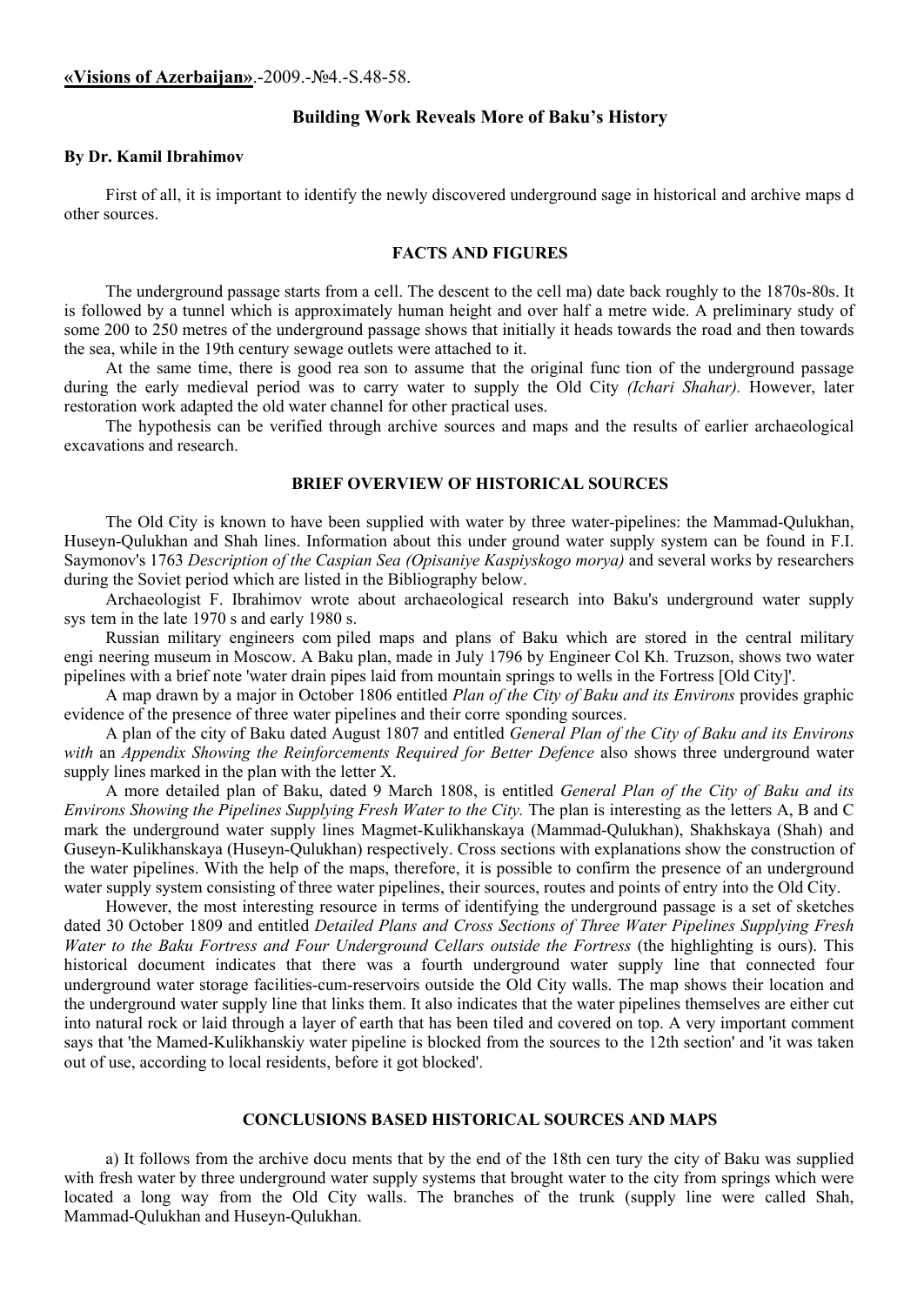**«Visions of Azerbaijan»**.-2009.-№4.-S.48-58.

## Building Work Reveals More of Baku's History

**By Dr. Kamil Ibrahimov**

First of all, it is important to identify the newly discovered underground sage in historical and archive maps d other sources.

### FACTS AND FIGURES

The underground passage starts from a cell. The descent to the cell ma) date back roughly to the 1870s-80s. It is followed by a tunnel which is approximately human height and over half a metre wide. A preliminary study of some 200 to 250 metres of the underground passage shows that initially it heads towards the road and then towards the sea, while in the 19th century sewage outlets were attached to it.

At the same time, there is good rea son to assume that the original func tion of the underground passage during the early medieval period was to carry water to supply the Old City *(Ichari Shahar).* However, later restoration work adapted the old water channel for other practical uses.

The hypothesis can be verified through archive sources and maps and the results of earlier archaeological excavations and research.

### BRIEF OVERVIEW OF HISTORICAL SOURCES

The Old City is known to have been supplied with water by three water-pipelines: the Mammad-Qulukhan, Huseyn-Qulukhan and Shah lines. Information about this under ground water supply system can be found in F.I. Saymonov's 1763 *Description of the Caspian Sea (Opisaniye Kaspiyskogo morya)* and several works by researchers during the Soviet period which are listed in the Bibliography below.

Archaeologist F. Ibrahimov wrote about archaeological research into Baku's underground water supply sys tem in the late 1970 s and early 1980 s.

Russian military engineers com piled maps and plans of Baku which are stored in the central military engi neering museum in Moscow. A Baku plan, made in July 1796 by Engineer Col Kh. Truzson, shows two water pipelines with a brief note 'water drain pipes laid from mountain springs to wells in the Fortress [Old City]'.

A map drawn by a major in October 1806 entitled *Plan of the City of Baku and its Environs* provides graphic evidence of the presence of three water pipelines and their corre sponding sources.

A plan of the city of Baku dated August 1807 and entitled *General Plan of the City of Baku and its Environs with* an *Appendix Showing the Reinforcements Required for Better Defence* also shows three underground water supply lines marked in the plan with the letter X.

A more detailed plan of Baku, dated 9 March 1808, is entitled *General Plan of the City of Baku and its Environs Showing the Pipelines Supplying Fresh Water to the City.* The plan is interesting as the letters A, B and C mark the underground water supply lines Magmet-Kulikhanskaya (Mammad-Qulukhan), Shakhskaya (Shah) and Guseyn-Kulikhanskaya (Huseyn-Qulukhan) respectively. Cross sections with explanations show the construction of the water pipelines. With the help of the maps, therefore, it is possible to confirm the presence of an underground water supply system consisting of three water pipelines, their sources, routes and points of entry into the Old City.

However, the most interesting resource in terms of identifying the underground passage is a set of sketches dated 30 October 1809 and entitled *Detailed Plans and Cross Sections of Three Water Pipelines Supplying Fresh Water to the Baku Fortress and Four Underground Cellars outside the Fortress* (the highlighting is ours). This historical document indicates that there was a fourth underground water supply line that connected four underground water storage facilities-cum-reservoirs outside the Old City walls. The map shows their location and the underground water supply line that links them. It also indicates that the water pipelines themselves are either cut into natural rock or laid through a layer of earth that has been tiled and covered on top. A very important comment says that 'the Mamed-Kulikhanskiy water pipeline is blocked from the sources to the 12th section' and 'it was taken out of use, according to local residents, before it got blocked'.

### CONCLUSIONS BASED HISTORICAL SOURCES AND MAPS

a) It follows from the archive docu ments that by the end of the 18th cen tury the city of Baku was supplied with fresh water by three underground water supply systems that brought water to the city from springs which were located a long way from the Old City walls. The branches of the trunk (supply line were called Shah, Mammad-Qulukhan and Huseyn-Qulukhan.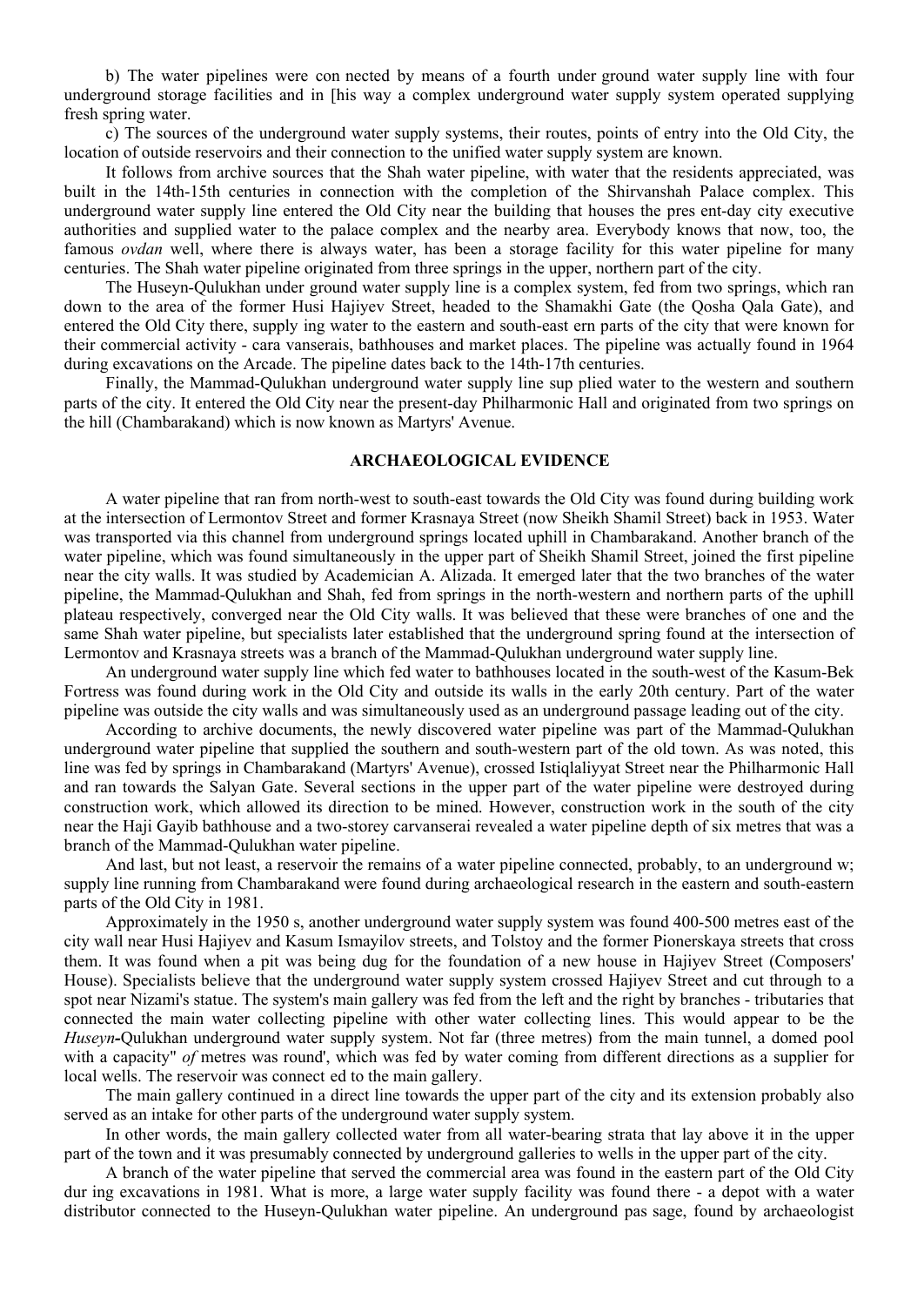b) The water pipelines were con nected by means of a fourth under ground water supply line with four underground storage facilities and in [his way a complex underground water supply system operated supplying fresh spring water.

c) The sources of the underground water supply systems, their routes, points of entry into the Old City, the location of outside reservoirs and their connection to the unified water supply system are known.

It follows from archive sources that the Shah water pipeline, with water that the residents appreciated, was built in the 14th-15th centuries in connection with the completion of the Shirvanshah Palace complex. This underground water supply line entered the Old City near the building that houses the pres ent-day city executive authorities and supplied water to the palace complex and the nearby area. Everybody knows that now, too, the famous *ovdan* well, where there is always water, has been a storage facility for this water pipeline for many centuries. The Shah water pipeline originated from three springs in the upper, northern part of the city.

The Huseyn-Qulukhan under ground water supply line is a complex system, fed from two springs, which ran down to the area of the former Husi Hajiyev Street, headed to the Shamakhi Gate (the Qosha Qala Gate), and entered the Old City there, supply ing water to the eastern and south-east ern parts of the city that were known for their commercial activity - cara vanserais, bathhouses and market places. The pipeline was actually found in 1964 during excavations on the Arcade. The pipeline dates back to the 14th-17th centuries.

Finally, the Mammad-Qulukhan underground water supply line sup plied water to the western and southern parts of the city. It entered the Old City near the present-day Philharmonic Hall and originated from two springs on the hill (Chambarakand) which is now known as Martyrs' Avenue.

## ARCHAEOLOGICAL EVIDENCE

A water pipeline that ran from north-west to south-east towards the Old City was found during building work at the intersection of Lermontov Street and former Krasnaya Street (now Sheikh Shamil Street) back in 1953. Water was transported via this channel from underground springs located uphill in Chambarakand. Another branch of the water pipeline, which was found simultaneously in the upper part of Sheikh Shamil Street, joined the first pipeline near the city walls. It was studied by Academician A. Alizada. It emerged later that the two branches of the water pipeline, the Mammad-Qulukhan and Shah, fed from springs in the north-western and northern parts of the uphill plateau respectively, converged near the Old City walls. It was believed that these were branches of one and the same Shah water pipeline, but specialists later established that the underground spring found at the intersection of Lermontov and Krasnaya streets was a branch of the Mammad-Qulukhan underground water supply line.

An underground water supply line which fed water to bathhouses located in the south-west of the Kasum-Bek Fortress was found during work in the Old City and outside its walls in the early 20th century. Part of the water pipeline was outside the city walls and was simultaneously used as an underground passage leading out of the city.

According to archive documents, the newly discovered water pipeline was part of the Mammad-Qulukhan underground water pipeline that supplied the southern and south-western part of the old town. As was noted, this line was fed by springs in Chambarakand (Martyrs' Avenue), crossed Istiqlaliyyat Street near the Philharmonic Hall and ran towards the Salyan Gate. Several sections in the upper part of the water pipeline were destroyed during construction work, which allowed its direction to be mined. However, construction work in the south of the city near the Haji Gayib bathhouse and a two-storey carvanserai revealed a water pipeline depth of six metres that was a branch of the Mammad-Qulukhan water pipeline.

And last, but not least, a reservoir the remains of a water pipeline connected, probably, to an underground w; supply line running from Chambarakand were found during archaeological research in the eastern and south-eastern parts of the Old City in 1981.

Approximately in the 1950 s, another underground water supply system was found 400-500 metres east of the city wall near Husi Hajiyev and Kasum Ismayilov streets, and Tolstoy and the former Pionerskaya streets that cross them. It was found when a pit was being dug for the foundation of a new house in Hajiyev Street (Composers' House). Specialists believe that the underground water supply system crossed Hajiyev Street and cut through to a spot near Nizami's statue. The system's main gallery was fed from the left and the right by branches - tributaries that connected the main water collecting pipeline with other water collecting lines. This would appear to be the *Huseyn***-**Qulukhan underground water supply system. Not far (three metres) from the main tunnel, a domed pool with a capacity" *of* metres was round', which was fed by water coming from different directions as a supplier for local wells. The reservoir was connect ed to the main gallery.

The main gallery continued in a direct line towards the upper part of the city and its extension probably also served as an intake for other parts of the underground water supply system.

In other words, the main gallery collected water from all water-bearing strata that lay above it in the upper part of the town and it was presumably connected by underground galleries to wells in the upper part of the city.

A branch of the water pipeline that served the commercial area was found in the eastern part of the Old City dur ing excavations in 1981. What is more, a large water supply facility was found there - a depot with a water distributor connected to the Huseyn-Qulukhan water pipeline. An underground pas sage, found by archaeologist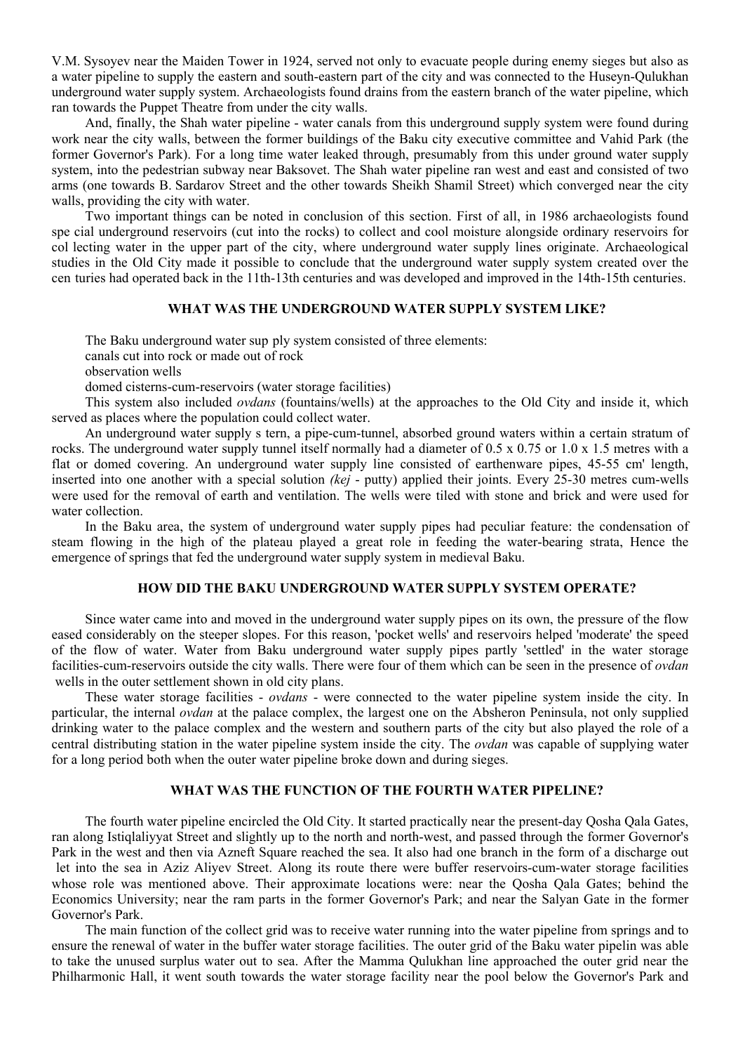V.M. Sysoyev near the Maiden Tower in 1924, served not only to evacuate people during enemy sieges but also as a water pipeline to supply the eastern and south-eastern part of the city and was connected to the Huseyn-Qulukhan underground water supply system. Archaeologists found drains from the eastern branch of the water pipeline, which ran towards the Puppet Theatre from under the city walls.

And, finally, the Shah water pipeline - water canals from this underground supply system were found during work near the city walls, between the former buildings of the Baku city executive committee and Vahid Park (the former Governor's Park). For a long time water leaked through, presumably from this under ground water supply system, into the pedestrian subway near Baksovet. The Shah water pipeline ran west and east and consisted of two arms (one towards B. Sardarov Street and the other towards Sheikh Shamil Street) which converged near the city walls, providing the city with water.

Two important things can be noted in conclusion of this section. First of all, in 1986 archaeologists found spe cial underground reservoirs (cut into the rocks) to collect and cool moisture alongside ordinary reservoirs for col lecting water in the upper part of the city, where underground water supply lines originate. Archaeological studies in the Old City made it possible to conclude that the underground water supply system created over the cen turies had operated back in the 11th-13th centuries and was developed and improved in the 14th-15th centuries.

## WHAT WAS THE UNDERGROUND WATER SUPPLY SYSTEM LIKE?

The Baku underground water sup ply system consisted of three elements:

canals cut into rock or made out of rock

observation wells

domed cisterns-cum-reservoirs (water storage facilities)

This system also included *ovdans* (fountains/wells) at the approaches to the Old City and inside it, which served as places where the population could collect water.

An underground water supply s tern, a pipe-cum-tunnel, absorbed ground waters within a certain stratum of rocks. The underground water supply tunnel itself normally had a diameter of 0.5 x 0.75 or 1.0 x 1.5 metres with a flat or domed covering. An underground water supply line consisted of earthenware pipes, 45-55 cm' length, inserted into one another with a special solution *(kej* - putty) applied their joints. Every 25-30 metres cum-wells were used for the removal of earth and ventilation. The wells were tiled with stone and brick and were used for water collection.

In the Baku area, the system of underground water supply pipes had peculiar feature: the condensation of steam flowing in the high of the plateau played a great role in feeding the water-bearing strata, Hence the emergence of springs that fed the underground water supply system in medieval Baku.

## HOW DID THE BAKU UNDERGROUND WATER SUPPLY SYSTEM OPERATE?

Since water came into and moved in the underground water supply pipes on its own, the pressure of the flow eased considerably on the steeper slopes. For this reason, 'pocket wells' and reservoirs helped 'moderate' the speed of the flow of water. Water from Baku underground water supply pipes partly 'settled' in the water storage facilities-cum-reservoirs outside the city walls. There were four of them which can be seen in the presence of *ovdan* wells in the outer settlement shown in old city plans.

These water storage facilities - *ovdans* - were connected to the water pipeline system inside the city. In particular, the internal *ovdan* at the palace complex, the largest one on the Absheron Peninsula, not only supplied drinking water to the palace complex and the western and southern parts of the city but also played the role of a central distributing station in the water pipeline system inside the city. The *ovdan* was capable of supplying water for a long period both when the outer water pipeline broke down and during sieges.

## WHAT WAS THE FUNCTION OF THE FOURTH WATER PIPELINE?

The fourth water pipeline encircled the Old City. It started practically near the present-day Qosha Qala Gates, ran along Istiqlaliyyat Street and slightly up to the north and north-west, and passed through the former Governor's Park in the west and then via Azneft Square reached the sea. It also had one branch in the form of a discharge out let into the sea in Aziz Aliyev Street. Along its route there were buffer reservoirs-cum-water storage facilities whose role was mentioned above. Their approximate locations were: near the Qosha Qala Gates; behind the Economics University; near the ram parts in the former Governor's Park; and near the Salyan Gate in the former Governor's Park.

The main function of the collect grid was to receive water running into the water pipeline from springs and to ensure the renewal of water in the buffer water storage facilities. The outer grid of the Baku water pipelin was able to take the unused surplus water out to sea. After the Mamma Qulukhan line approached the outer grid near the Philharmonic Hall, it went south towards the water storage facility near the pool below the Governor's Park and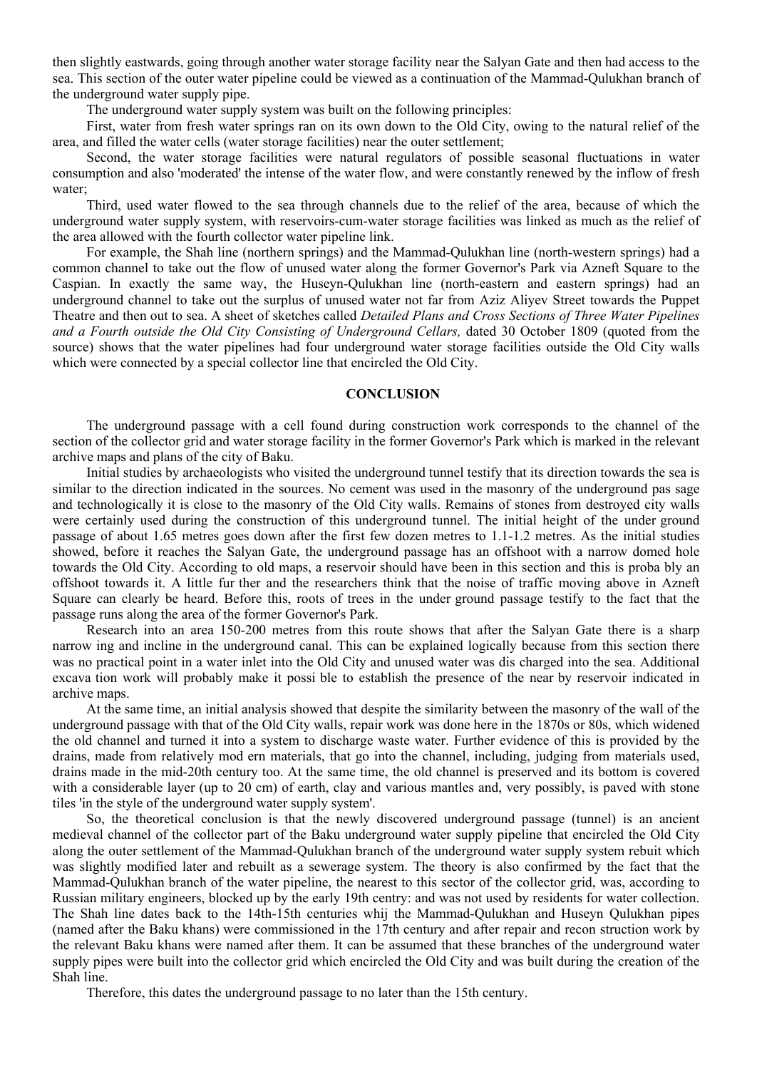then slightly eastwards, going through another water storage facility near the Salyan Gate and then had access to the sea. This section of the outer water pipeline could be viewed as a continuation of the Mammad-Qulukhan branch of the underground water supply pipe.

The underground water supply system was built on the following principles:

First, water from fresh water springs ran on its own down to the Old City, owing to the natural relief of the area, and filled the water cells (water storage facilities) near the outer settlement;

Second, the water storage facilities were natural regulators of possible seasonal fluctuations in water consumption and also 'moderated' the intense of the water flow, and were constantly renewed by the inflow of fresh water;

Third, used water flowed to the sea through channels due to the relief of the area, because of which the underground water supply system, with reservoirs-cum-water storage facilities was linked as much as the relief of the area allowed with the fourth collector water pipeline link.

For example, the Shah line (northern springs) and the Mammad-Qulukhan line (north-western springs) had a common channel to take out the flow of unused water along the former Governor's Park via Azneft Square to the Caspian. In exactly the same way, the Huseyn-Qulukhan line (north-eastern and eastern springs) had an underground channel to take out the surplus of unused water not far from Aziz Aliyev Street towards the Puppet Theatre and then out to sea. A sheet of sketches called *Detailed Plans and Cross Sections of Three Water Pipelines and a Fourth outside the Old City Consisting of Underground Cellars,* dated 30 October 1809 (quoted from the source) shows that the water pipelines had four underground water storage facilities outside the Old City walls which were connected by a special collector line that encircled the Old City.

## CONCLUSION

The underground passage with a cell found during construction work corresponds to the channel of the section of the collector grid and water storage facility in the former Governor's Park which is marked in the relevant archive maps and plans of the city of Baku.

Initial studies by archaeologists who visited the underground tunnel testify that its direction towards the sea is similar to the direction indicated in the sources. No cement was used in the masonry of the underground pas sage and technologically it is close to the masonry of the Old City walls. Remains of stones from destroyed city walls were certainly used during the construction of this underground tunnel. The initial height of the under ground passage of about 1.65 metres goes down after the first few dozen metres to 1.1-1.2 metres. As the initial studies showed, before it reaches the Salyan Gate, the underground passage has an offshoot with a narrow domed hole towards the Old City. According to old maps, a reservoir should have been in this section and this is proba bly an offshoot towards it. A little fur ther and the researchers think that the noise of traffic moving above in Azneft Square can clearly be heard. Before this, roots of trees in the under ground passage testify to the fact that the passage runs along the area of the former Governor's Park.

Research into an area 150-200 metres from this route shows that after the Salyan Gate there is a sharp narrow ing and incline in the underground canal. This can be explained logically because from this section there was no practical point in a water inlet into the Old City and unused water was dis charged into the sea. Additional excava tion work will probably make it possi ble to establish the presence of the near by reservoir indicated in archive maps.

At the same time, an initial analysis showed that despite the similarity between the masonry of the wall of the underground passage with that of the Old City walls, repair work was done here in the 1870s or 80s, which widened the old channel and turned it into a system to discharge waste water. Further evidence of this is provided by the drains, made from relatively mod ern materials, that go into the channel, including, judging from materials used, drains made in the mid-20th century too. At the same time, the old channel is preserved and its bottom is covered with a considerable layer (up to 20 cm) of earth, clay and various mantles and, very possibly, is paved with stone tiles 'in the style of the underground water supply system'.

So, the theoretical conclusion is that the newly discovered underground passage (tunnel) is an ancient medieval channel of the collector part of the Baku underground water supply pipeline that encircled the Old City along the outer settlement of the Mammad-Qulukhan branch of the underground water supply system rebuit which was slightly modified later and rebuilt as a sewerage system. The theory is also confirmed by the fact that the Mammad-Qulukhan branch of the water pipeline, the nearest to this sector of the collector grid, was, according to Russian military engineers, blocked up by the early 19th centry: and was not used by residents for water collection. The Shah line dates back to the 14th-15th centuries whij the Mammad-Qulukhan and Huseyn Qulukhan pipes (named after the Baku khans) were commissioned in the 17th century and after repair and recon struction work by the relevant Baku khans were named after them. It can be assumed that these branches of the underground water supply pipes were built into the collector grid which encircled the Old City and was built during the creation of the Shah line.

Therefore, this dates the underground passage to no later than the 15th century.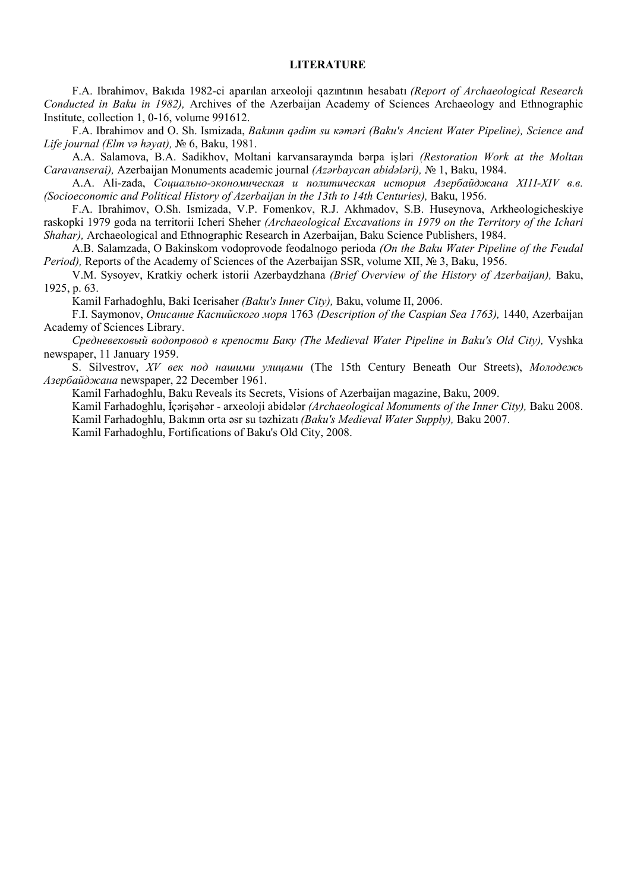**LITERATURE**

F.A. Ibrahimov, Bakıda 1982-ci aparılan arxeoloji qazıntının hesabatı *(Report of Archaeological Research Conducted in Baku in 1982),* Archives of the Azerbaijan Academy of Sciences Archaeology and Ethnographic Institute, collection 1, 0-16, volume 991612.

F.A. Ibrahimov and O. Sh. Ismizada, *Bakının qədim su kəməri (Baku's Ancient Water Pipeline), Science and Life journal (Elm və həyat),* № 6, Baku, 1981.

A.A. Salamova, B.A. Sadikhov, Moltani karvansarayında bərpa işləri *(Restoration Work at the Moltan Caravanserai),* Azerbaijan Monuments academic journal *(Azərbaycan abidələri),* № 1, Baku, 1984.

A.A. Ali-zada, *Социально-экономическая и политическая история Азербайджана XIII-XIV в.в. (Socioeconomic and Political History of Azerbaijan in the 13th to 14th Centuries),* Baku, 1956.

F.A. Ibrahimov, O.Sh. Ismizada, V.P. Fomenkov, R.J. Akhmadov, S.B. Huseynova, Arkheologicheskiye raskopki 1979 goda na territorii Icheri Sheher *(Archaeological Excavations in 1979 on the Territory of the Ichari Shahar),* Archaeological and Ethnographic Research in Azerbaijan, Baku Science Publishers, 1984.

A.B. Salamzada, O Bakinskom vodoprovode feodalnogo perioda *(On the Baku Water Pipeline of the Feudal Period),* Reports of the Academy of Sciences of the Azerbaijan SSR, volume XII, № 3, Baku, 1956.

V.M. Sysoyev, Kratkiy ocherk istorii Azerbaydzhana *(Brief Overview of the History of Azerbaijan),* Baku, 1925, p. 63.

Kamil Farhadoghlu, Baki Icerisaher *(Baku's Inner City),* Baku, volume II, 2006.

F.I. Saymonov, *Описание Каспийского моря* 1763 *(Description of the Caspian Sea 1763),* 1440, Azerbaijan Academy of Sciences Library.

*Средневековый водопровод в крепости Баку (The Medieval Water Pipeline in Baku's Old City),* Vyshka newspaper, 11 January 1959.

S. Silvestrov, *XV век под нашими улицами* (The 15th Century Beneath Our Streets), *Молодежь Азербайджана* newspaper, 22 December 1961.

Kamil Farhadoghlu, Baku Reveals its Secrets, Visions of Azerbaijan magazine, Baku, 2009.

Kamil Farhadoghlu, İçərişəhər - arxeoloji abidələr *(Archaeological Monuments of the Inner City),* Baku 2008.

Kamil Farhadoghlu, Bakının orta əsr su təzhizatı *(Baku's Medieval Water Supply),* Baku 2007.

Kamil Farhadoghlu, Fortifications of Baku's Old City, 2008.